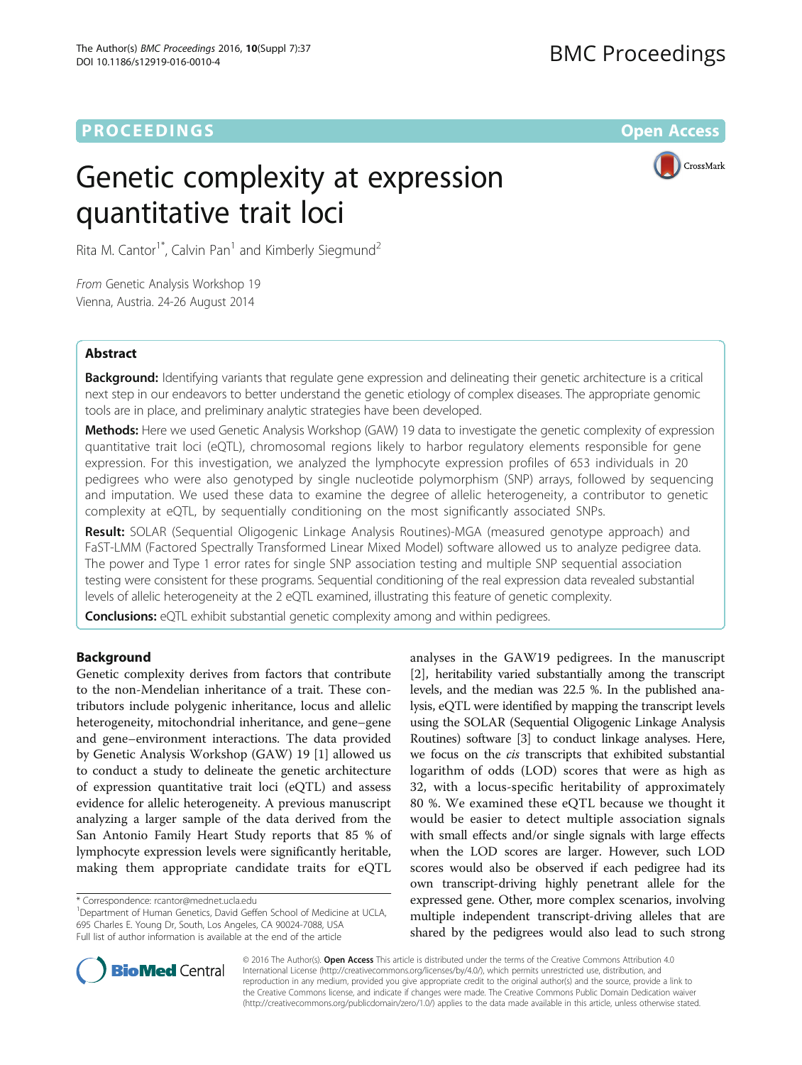**PROCEEDINGS** **Open Access**

# Genetic complexity at expression quantitative trait loci

Rita M. Cantor[1*], Calvin Pan[1] and Kimberly Siegmund[2]

*From* Genetic Analysis Workshop 19
Vienna, Austria. 24-26 August 2014

## Abstract

**Background:** Identifying variants that regulate gene expression and delineating their genetic architecture is a critical next step in our endeavors to better understand the genetic etiology of complex diseases. The appropriate genomic tools are in place, and preliminary analytic strategies have been developed.

**Methods:** Here we used Genetic Analysis Workshop (GAW) 19 data to investigate the genetic complexity of expression quantitative trait loci (eQTL), chromosomal regions likely to harbor regulatory elements responsible for gene expression. For this investigation, we analyzed the lymphocyte expression profiles of 653 individuals in 20 pedigrees who were also genotyped by single nucleotide polymorphism (SNP) arrays, followed by sequencing and imputation. We used these data to examine the degree of allelic heterogeneity, a contributor to genetic complexity at eQTL, by sequentially conditioning on the most significantly associated SNPs.

**Result:** SOLAR (Sequential Oligogenic Linkage Analysis Routines)-MGA (measured genotype approach) and FaST-LMM (Factored Spectrally Transformed Linear Mixed Model) software allowed us to analyze pedigree data. The power and Type 1 error rates for single SNP association testing and multiple SNP sequential association testing were consistent for these programs. Sequential conditioning of the real expression data revealed substantial levels of allelic heterogeneity at the 2 eQTL examined, illustrating this feature of genetic complexity.

**Conclusions:** eQTL exhibit substantial genetic complexity among and within pedigrees.

## Background

Genetic complexity derives from factors that contribute to the non-Mendelian inheritance of a trait. These contributors include polygenic inheritance, locus and allelic heterogeneity, mitochondrial inheritance, and gene–gene and gene–environment interactions. The data provided by Genetic Analysis Workshop (GAW) 19 [1] allowed us to conduct a study to delineate the genetic architecture of expression quantitative trait loci (eQTL) and assess evidence for allelic heterogeneity. A previous manuscript analyzing a larger sample of the data derived from the San Antonio Family Heart Study reports that 85 % of lymphocyte expression levels were significantly heritable, making them appropriate candidate traits for eQTL analyses in the GAW19 pedigrees. In the manuscript [2], heritability varied substantially among the transcript levels, and the median was 22.5 %. In the published analysis, eQTL were identified by mapping the transcript levels using the SOLAR (Sequential Oligogenic Linkage Analysis Routines) software [3] to conduct linkage analyses. Here, we focus on the *cis* transcripts that exhibited substantial logarithm of odds (LOD) scores that were as high as 32, with a locus-specific heritability of approximately 80 %. We examined these eQTL because we thought it would be easier to detect multiple association signals with small effects and/or single signals with large effects when the LOD scores are larger. However, such LOD scores would also be observed if each pedigree had its own transcript-driving highly penetrant allele for the expressed gene. Other, more complex scenarios, involving multiple independent transcript-driving alleles that are shared by the pedigrees would also lead to such strong

\* Correspondence: rcantor@mednet.ucla.edu
[1]Department of Human Genetics, David Geffen School of Medicine at UCLA, 695 Charles E. Young Dr, South, Los Angeles, CA 90024-7088, USA
Full list of author information is available at the end of the article

© 2016 The Author(s). **Open Access** This article is distributed under the terms of the Creative Commons Attribution 4.0 International License (http://creativecommons.org/licenses/by/4.0/), which permits unrestricted use, distribution, and reproduction in any medium, provided you give appropriate credit to the original author(s) and the source, provide a link to the Creative Commons license, and indicate if changes were made. The Creative Commons Public Domain Dedication waiver (http://creativecommons.org/publicdomain/zero/1.0/) applies to the data made available in this article, unless otherwise stated.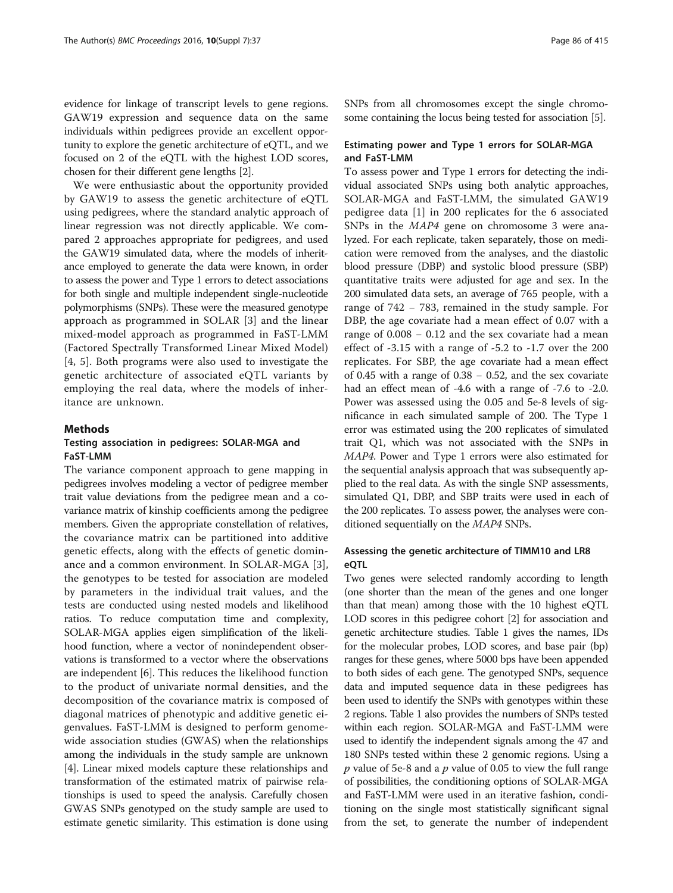evidence for linkage of transcript levels to gene regions. GAW19 expression and sequence data on the same individuals within pedigrees provide an excellent opportunity to explore the genetic architecture of eQTL, and we focused on 2 of the eQTL with the highest LOD scores, chosen for their different gene lengths [2].

We were enthusiastic about the opportunity provided by GAW19 to assess the genetic architecture of eQTL using pedigrees, where the standard analytic approach of linear regression was not directly applicable. We compared 2 approaches appropriate for pedigrees, and used the GAW19 simulated data, where the models of inheritance employed to generate the data were known, in order to assess the power and Type 1 errors to detect associations for both single and multiple independent single-nucleotide polymorphisms (SNPs). These were the measured genotype approach as programmed in SOLAR [3] and the linear mixed-model approach as programmed in FaST-LMM (Factored Spectrally Transformed Linear Mixed Model) [4, 5]. Both programs were also used to investigate the genetic architecture of associated eQTL variants by employing the real data, where the models of inheritance are unknown.

## Methods

### Testing association in pedigrees: SOLAR-MGA and FaST-LMM

The variance component approach to gene mapping in pedigrees involves modeling a vector of pedigree member trait value deviations from the pedigree mean and a covariance matrix of kinship coefficients among the pedigree members. Given the appropriate constellation of relatives, the covariance matrix can be partitioned into additive genetic effects, along with the effects of genetic dominance and a common environment. In SOLAR-MGA [3], the genotypes to be tested for association are modeled by parameters in the individual trait values, and the tests are conducted using nested models and likelihood ratios. To reduce computation time and complexity, SOLAR-MGA applies eigen simplification of the likelihood function, where a vector of nonindependent observations is transformed to a vector where the observations are independent [6]. This reduces the likelihood function to the product of univariate normal densities, and the decomposition of the covariance matrix is composed of diagonal matrices of phenotypic and additive genetic eigenvalues. FaST-LMM is designed to perform genome-wide association studies (GWAS) when the relationships among the individuals in the study sample are unknown [4]. Linear mixed models capture these relationships and transformation of the estimated matrix of pairwise relationships is used to speed the analysis. Carefully chosen GWAS SNPs genotyped on the study sample are used to estimate genetic similarity. This estimation is done using SNPs from all chromosomes except the single chromosome containing the locus being tested for association [5].

### Estimating power and Type 1 errors for SOLAR-MGA and FaST-LMM

To assess power and Type 1 errors for detecting the individual associated SNPs using both analytic approaches, SOLAR-MGA and FaST-LMM, the simulated GAW19 pedigree data [1] in 200 replicates for the 6 associated SNPs in the *MAP4* gene on chromosome 3 were analyzed. For each replicate, taken separately, those on medication were removed from the analyses, and the diastolic blood pressure (DBP) and systolic blood pressure (SBP) quantitative traits were adjusted for age and sex. In the 200 simulated data sets, an average of 765 people, with a range of 742 – 783, remained in the study sample. For DBP, the age covariate had a mean effect of 0.07 with a range of 0.008 – 0.12 and the sex covariate had a mean effect of -3.15 with a range of -5.2 to -1.7 over the 200 replicates. For SBP, the age covariate had a mean effect of 0.45 with a range of 0.38 – 0.52, and the sex covariate had an effect mean of -4.6 with a range of -7.6 to -2.0. Power was assessed using the 0.05 and 5e-8 levels of significance in each simulated sample of 200. The Type 1 error was estimated using the 200 replicates of simulated trait Q1, which was not associated with the SNPs in *MAP4*. Power and Type 1 errors were also estimated for the sequential analysis approach that was subsequently applied to the real data. As with the single SNP assessments, simulated Q1, DBP, and SBP traits were used in each of the 200 replicates. To assess power, the analyses were conditioned sequentially on the *MAP4* SNPs.

### Assessing the genetic architecture of TIMM10 and LR8 eQTL

Two genes were selected randomly according to length (one shorter than the mean of the genes and one longer than that mean) among those with the 10 highest eQTL LOD scores in this pedigree cohort [2] for association and genetic architecture studies. Table 1 gives the names, IDs for the molecular probes, LOD scores, and base pair (bp) ranges for these genes, where 5000 bps have been appended to both sides of each gene. The genotyped SNPs, sequence data and imputed sequence data in these pedigrees has been used to identify the SNPs with genotypes within these 2 regions. Table 1 also provides the numbers of SNPs tested within each region. SOLAR-MGA and FaST-LMM were used to identify the independent signals among the 47 and 180 SNPs tested within these 2 genomic regions. Using a $p$ value of 5e-8 and a $p$ value of 0.05 to view the full range of possibilities, the conditioning options of SOLAR-MGA and FaST-LMM were used in an iterative fashion, conditioning on the single most statistically significant signal from the set, to generate the number of independent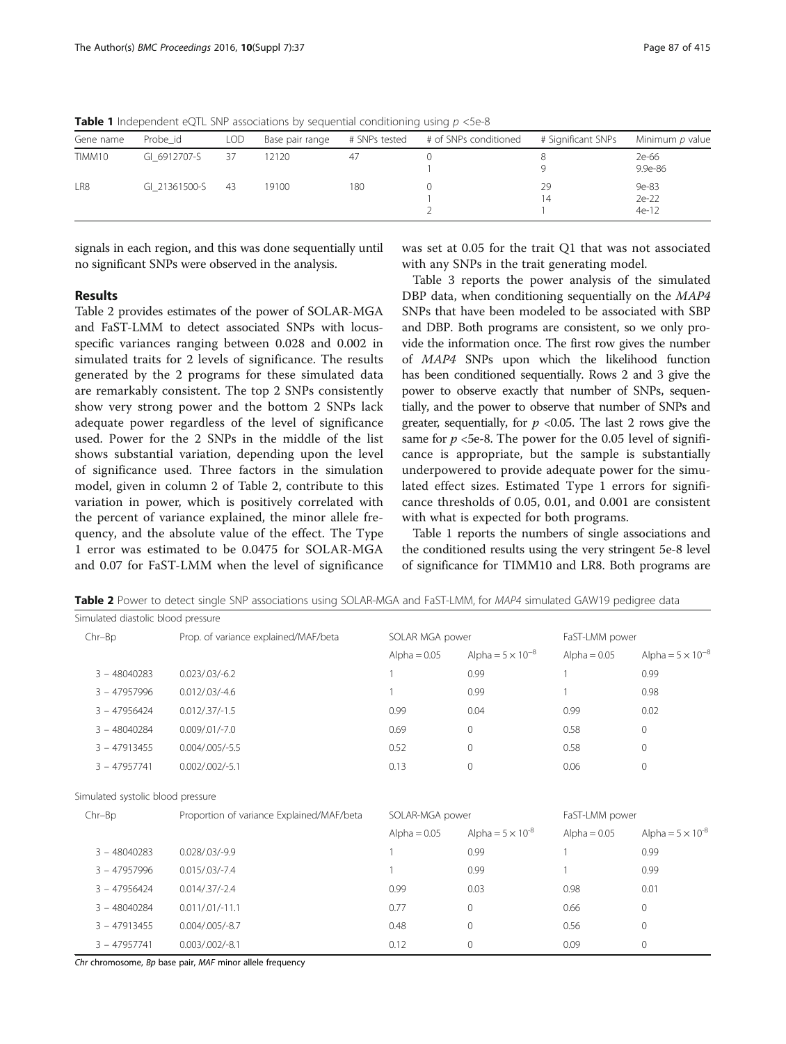**Table 1** Independent eQTL SNP associations by sequential conditioning using $p$ <5e-8

| Gene name | Probe_id | LOD | Base pair range | # SNPs tested | # of SNPs conditioned | # Significant SNPs | Minimum $p$ value |
|---|---|---|---|---|---|---|---|
| TIMM10 | GI_6912707-S | 37 | 12120 | 47 | 0 | 8 | 2e-66 |
| | | | | | 1 | 9 | 9.9e-86 |
| LR8 | GI_21361500-S | 43 | 19100 | 180 | 0 | 29 | 9e-83 |
| | | | | | 1 | 14 | 2e-22 |
| | | | | | 2 | 1 | 4e-12 |

signals in each region, and this was done sequentially until no significant SNPs were observed in the analysis.

## Results

Table 2 provides estimates of the power of SOLAR-MGA and FaST-LMM to detect associated SNPs with locus-specific variances ranging between 0.028 and 0.002 in simulated traits for 2 levels of significance. The results generated by the 2 programs for these simulated data are remarkably consistent. The top 2 SNPs consistently show very strong power and the bottom 2 SNPs lack adequate power regardless of the level of significance used. Power for the 2 SNPs in the middle of the list shows substantial variation, depending upon the level of significance used. Three factors in the simulation model, given in column 2 of Table 2, contribute to this variation in power, which is positively correlated with the percent of variance explained, the minor allele frequency, and the absolute value of the effect. The Type 1 error was estimated to be 0.0475 for SOLAR-MGA and 0.07 for FaST-LMM when the level of significance was set at 0.05 for the trait Q1 that was not associated with any SNPs in the trait generating model.

Table 3 reports the power analysis of the simulated DBP data, when conditioning sequentially on the *MAP4* SNPs that have been modeled to be associated with SBP and DBP. Both programs are consistent, so we only provide the information once. The first row gives the number of *MAP4* SNPs upon which the likelihood function has been conditioned sequentially. Rows 2 and 3 give the power to observe exactly that number of SNPs, sequentially, and the power to observe that number of SNPs and greater, sequentially, for $p$ <0.05. The last 2 rows give the same for $p$ <5e-8. The power for the 0.05 level of significance is appropriate, but the sample is substantially underpowered to provide adequate power for the simulated effect sizes. Estimated Type 1 errors for significance thresholds of 0.05, 0.01, and 0.001 are consistent with what is expected for both programs.

Table 1 reports the numbers of single associations and the conditioned results using the very stringent 5e-8 level of significance for TIMM10 and LR8. Both programs are

**Table 2** Power to detect single SNP associations using SOLAR-MGA and FaST-LMM, for *MAP4* simulated GAW19 pedigree data

| Simulated diastolic blood pressure | | | | | |
|---|---|---|---|---|---|
| Chr–Bp | Prop. of variance explained/MAF/beta | SOLAR MGA power | | FaST-LMM power | |
| | | Alpha = 0.05 | Alpha = $5 \times 10^{-8}$ | Alpha = 0.05 | Alpha = $5 \times 10^{-8}$ |
| 3 − 48040283 | 0.023/.03/-6.2 | 1 | 0.99 | 1 | 0.99 |
| 3 − 47957996 | 0.012/.03/-4.6 | 1 | 0.99 | 1 | 0.98 |
| 3 − 47956424 | 0.012/.37/-1.5 | 0.99 | 0.04 | 0.99 | 0.02 |
| 3 − 48040284 | 0.009/.01/-7.0 | 0.69 | 0 | 0.58 | 0 |
| 3 − 47913455 | 0.004/.005/-5.5 | 0.52 | 0 | 0.58 | 0 |
| 3 − 47957741 | 0.002/.002/-5.1 | 0.13 | 0 | 0.06 | 0 |
| **Simulated systolic blood pressure** | | | | | |
| Chr–Bp | Proportion of variance Explained/MAF/beta | SOLAR-MGA power | | FaST-LMM power | |
| | | Alpha = 0.05 | Alpha = $5 \times 10^{-8}$ | Alpha = 0.05 | Alpha = $5 \times 10^{-8}$ |
| 3 − 48040283 | 0.028/.03/-9.9 | 1 | 0.99 | 1 | 0.99 |
| 3 − 47957996 | 0.015/.03/-7.4 | 1 | 0.99 | 1 | 0.99 |
| 3 − 47956424 | 0.014/.37/-2.4 | 0.99 | 0.03 | 0.98 | 0.01 |
| 3 − 48040284 | 0.011/.01/-11.1 | 0.77 | 0 | 0.66 | 0 |
| 3 − 47913455 | 0.004/.005/-8.7 | 0.48 | 0 | 0.56 | 0 |
| 3 − 47957741 | 0.003/.002/-8.1 | 0.12 | 0 | 0.09 | 0 |

*Chr* chromosome, *Bp* base pair, *MAF* minor allele frequency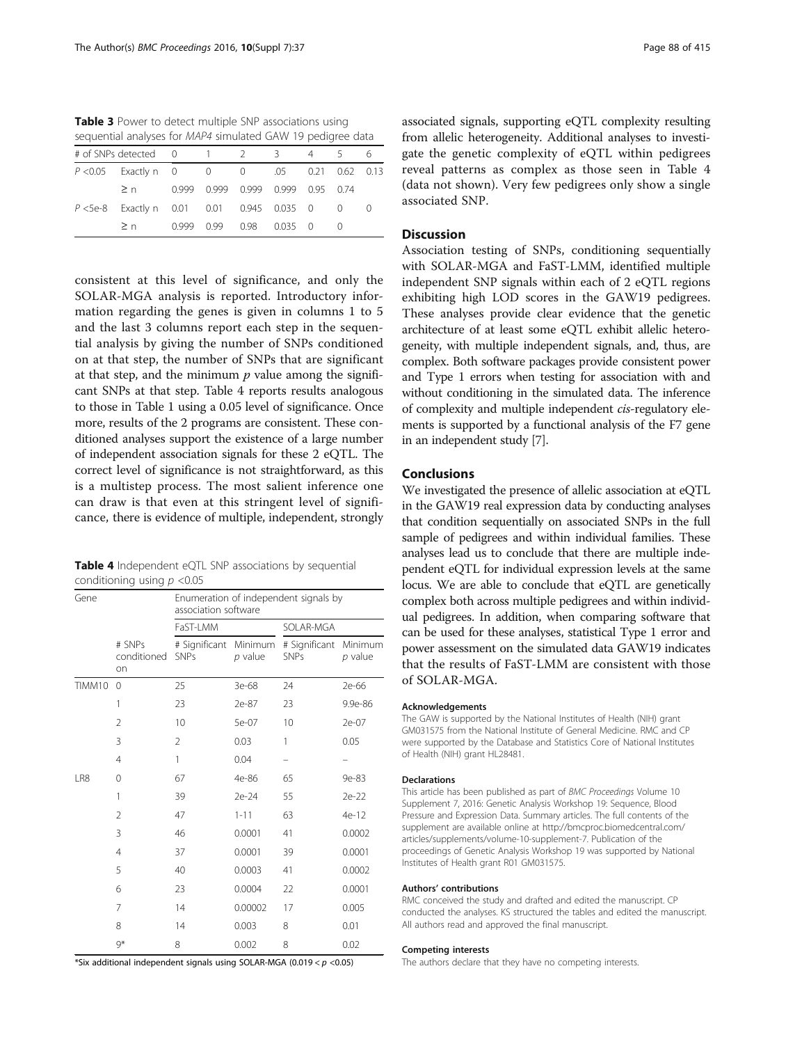**Table 3** Power to detect multiple SNP associations using sequential analyses for *MAP4* simulated GAW 19 pedigree data

| # of SNPs detected | | 0 | 1 | 2 | 3 | 4 | 5 | 6 |
|---|---|---|---|---|---|---|---|---|
| $P < 0.05$ | Exactly n | 0 | 0 | 0 | .05 | 0.21 | 0.62 | 0.13 |
| | ≥ n | 0.999 | 0.999 | 0.999 | 0.999 | 0.95 | 0.74 | |
| $P < 5e\text{-}8$ | Exactly n | 0.01 | 0.01 | 0.945 | 0.035 | 0 | 0 | 0 |
| | ≥ n | 0.999 | 0.99 | 0.98 | 0.035 | 0 | 0 | |

consistent at this level of significance, and only the SOLAR-MGA analysis is reported. Introductory information regarding the genes is given in columns 1 to 5 and the last 3 columns report each step in the sequential analysis by giving the number of SNPs conditioned on at that step, the number of SNPs that are significant at that step, and the minimum $p$ value among the significant SNPs at that step. Table 4 reports results analogous to those in Table 1 using a 0.05 level of significance. Once more, results of the 2 programs are consistent. These conditioned analyses support the existence of a large number of independent association signals for these 2 eQTL. The correct level of significance is not straightforward, as this is a multistep process. The most salient inference one can draw is that even at this stringent level of significance, there is evidence of multiple, independent, strongly associated signals, supporting eQTL complexity resulting from allelic heterogeneity. Additional analyses to investigate the genetic complexity of eQTL within pedigrees reveal patterns as complex as those seen in Table 4 (data not shown). Very few pedigrees only show a single associated SNP.

**Table 4** Independent eQTL SNP associations by sequential conditioning using $p < 0.05$

| Gene | | Enumeration of independent signals by association software | | | |
|---|---|---|---|---|---|
| | | FaST-LMM | | SOLAR-MGA | |
| | # SNPs conditioned on | # Significant SNPs | Minimum $p$ value | # Significant SNPs | Minimum $p$ value |
| TIMM10 | 0 | 25 | 3e-68 | 24 | 2e-66 |
| | 1 | 23 | 2e-87 | 23 | 9.9e-86 |
| | 2 | 10 | 5e-07 | 10 | 2e-07 |
| | 3 | 2 | 0.03 | 1 | 0.05 |
| | 4 | 1 | 0.04 | – | – |
| LR8 | 0 | 67 | 4e-86 | 65 | 9e-83 |
| | 1 | 39 | 2e-24 | 55 | 2e-22 |
| | 2 | 47 | 1-11 | 63 | 4e-12 |
| | 3 | 46 | 0.0001 | 41 | 0.0002 |
| | 4 | 37 | 0.0001 | 39 | 0.0001 |
| | 5 | 40 | 0.0003 | 41 | 0.0002 |
| | 6 | 23 | 0.0004 | 22 | 0.0001 |
| | 7 | 14 | 0.00002 | 17 | 0.005 |
| | 8 | 14 | 0.003 | 8 | 0.01 |
| | 9* | 8 | 0.002 | 8 | 0.02 |

*Six additional independent signals using SOLAR-MGA ($0.019 < p < 0.05$)

## Discussion

Association testing of SNPs, conditioning sequentially with SOLAR-MGA and FaST-LMM, identified multiple independent SNP signals within each of 2 eQTL regions exhibiting high LOD scores in the GAW19 pedigrees. These analyses provide clear evidence that the genetic architecture of at least some eQTL exhibit allelic heterogeneity, with multiple independent signals, and, thus, are complex. Both software packages provide consistent power and Type 1 errors when testing for association with and without conditioning in the simulated data. The inference of complexity and multiple independent *cis*-regulatory elements is supported by a functional analysis of the F7 gene in an independent study [7].

## Conclusions

We investigated the presence of allelic association at eQTL in the GAW19 real expression data by conducting analyses that condition sequentially on associated SNPs in the full sample of pedigrees and within individual families. These analyses lead us to conclude that there are multiple independent eQTL for individual expression levels at the same locus. We are able to conclude that eQTL are genetically complex both across multiple pedigrees and within individual pedigrees. In addition, when comparing software that can be used for these analyses, statistical Type 1 error and power assessment on the simulated data GAW19 indicates that the results of FaST-LMM are consistent with those of SOLAR-MGA.

#### Acknowledgements

The GAW is supported by the National Institutes of Health (NIH) grant GM031575 from the National Institute of General Medicine. RMC and CP were supported by the Database and Statistics Core of National Institutes of Health (NIH) grant HL28481.

#### Declarations

This article has been published as part of BMC Proceedings Volume 10 Supplement 7, 2016: Genetic Analysis Workshop 19: Sequence, Blood Pressure and Expression Data. Summary articles. The full contents of the supplement are available online at http://bmcproc.biomedcentral.com/articles/supplements/volume-10-supplement-7. Publication of the proceedings of Genetic Analysis Workshop 19 was supported by National Institutes of Health grant R01 GM031575.

#### Authors' contributions

RMC conceived the study and drafted and edited the manuscript. CP conducted the analyses. KS structured the tables and edited the manuscript. All authors read and approved the final manuscript.

#### Competing interests

The authors declare that they have no competing interests.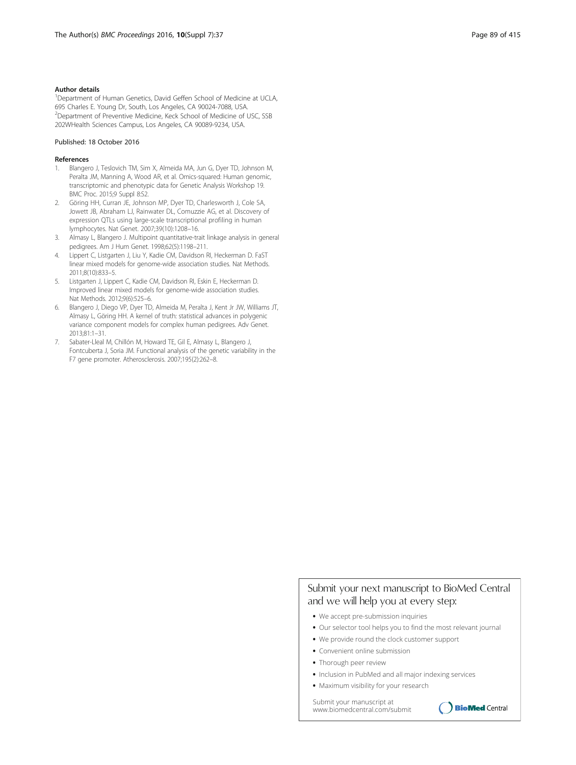#### Author details

[1]Department of Human Genetics, David Geffen School of Medicine at UCLA, 695 Charles E. Young Dr, South, Los Angeles, CA 90024-7088, USA. [2]Department of Preventive Medicine, Keck School of Medicine of USC, SSB 202WHealth Sciences Campus, Los Angeles, CA 90089-9234, USA.

Published: 18 October 2016

#### References

1. Blangero J, Teslovich TM, Sim X, Almeida MA, Jun G, Dyer TD, Johnson M, Peralta JM, Manning A, Wood AR, et al. Omics-squared: Human genomic, transcriptomic and phenotypic data for Genetic Analysis Workshop 19. BMC Proc. 2015;9 Suppl 8:S2.
2. Göring HH, Curran JE, Johnson MP, Dyer TD, Charlesworth J, Cole SA, Jowett JB, Abraham LJ, Rainwater DL, Comuzzie AG, et al. Discovery of expression QTLs using large-scale transcriptional profiling in human lymphocytes. Nat Genet. 2007;39(10):1208–16.
3. Almasy L, Blangero J. Multipoint quantitative-trait linkage analysis in general pedigrees. Am J Hum Genet. 1998;62(5):1198–211.
4. Lippert C, Listgarten J, Liu Y, Kadie CM, Davidson RI, Heckerman D. FaST linear mixed models for genome-wide association studies. Nat Methods. 2011;8(10):833–5.
5. Listgarten J, Lippert C, Kadie CM, Davidson RI, Eskin E, Heckerman D. Improved linear mixed models for genome-wide association studies. Nat Methods. 2012;9(6):525–6.
6. Blangero J, Diego VP, Dyer TD, Almeida M, Peralta J, Kent Jr JW, Williams JT, Almasy L, Göring HH. A kernel of truth: statistical advances in polygenic variance component models for complex human pedigrees. Adv Genet. 2013;81:1–31.
7. Sabater-Lleal M, Chillón M, Howard TE, Gil E, Almasy L, Blangero J, Fontcuberta J, Soria JM. Functional analysis of the genetic variability in the F7 gene promoter. Atherosclerosis. 2007;195(2):262–8.

Submit your next manuscript to BioMed Central and we will help you at every step:

- We accept pre-submission inquiries
- Our selector tool helps you to find the most relevant journal
- We provide round the clock customer support
- Convenient online submission
- Thorough peer review
- Inclusion in PubMed and all major indexing services
- Maximum visibility for your research

Submit your manuscript at
www.biomedcentral.com/submit

BioMed Central